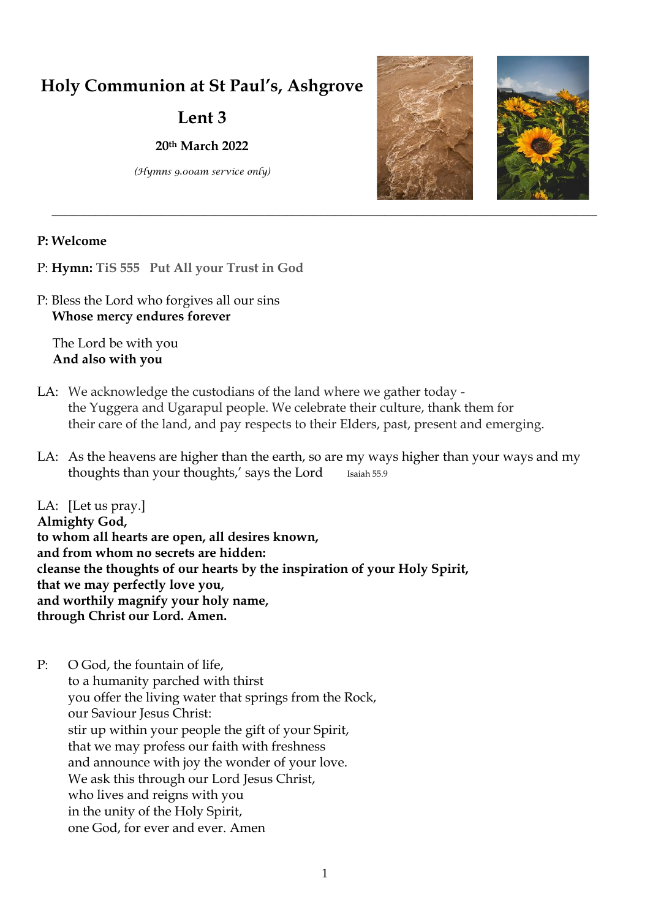# Holy Communion at St Paul's, Ashgrove

## Lent 3

### 20th March 2022

*(Hymns 9.00am service only)*

---

**P: Welcome**

P: **Hymn:** **TiS 555   Put All your Trust in God**

P: Bless the Lord who forgives all our sins
**Whose mercy endures forever**

The Lord be with you
**And also with you**

LA: We acknowledge the custodians of the land where we gather today - the Yuggera and Ugarapul people. We celebrate their culture, thank them for their care of the land, and pay respects to their Elders, past, present and emerging.

LA: As the heavens are higher than the earth, so are my ways higher than your ways and my thoughts than your thoughts,' says the Lord     Isaiah 55.9

LA: [Let us pray.]
**Almighty God,**
**to whom all hearts are open, all desires known,**
**and from whom no secrets are hidden:**
**cleanse the thoughts of our hearts by the inspiration of your Holy Spirit,**
**that we may perfectly love you,**
**and worthily magnify your holy name,**
**through Christ our Lord. Amen.**

P: O God, the fountain of life,
to a humanity parched with thirst
you offer the living water that springs from the Rock,
our Saviour Jesus Christ:
stir up within your people the gift of your Spirit,
that we may profess our faith with freshness
and announce with joy the wonder of your love.
We ask this through our Lord Jesus Christ,
who lives and reigns with you
in the unity of the Holy Spirit,
one God, for ever and ever. Amen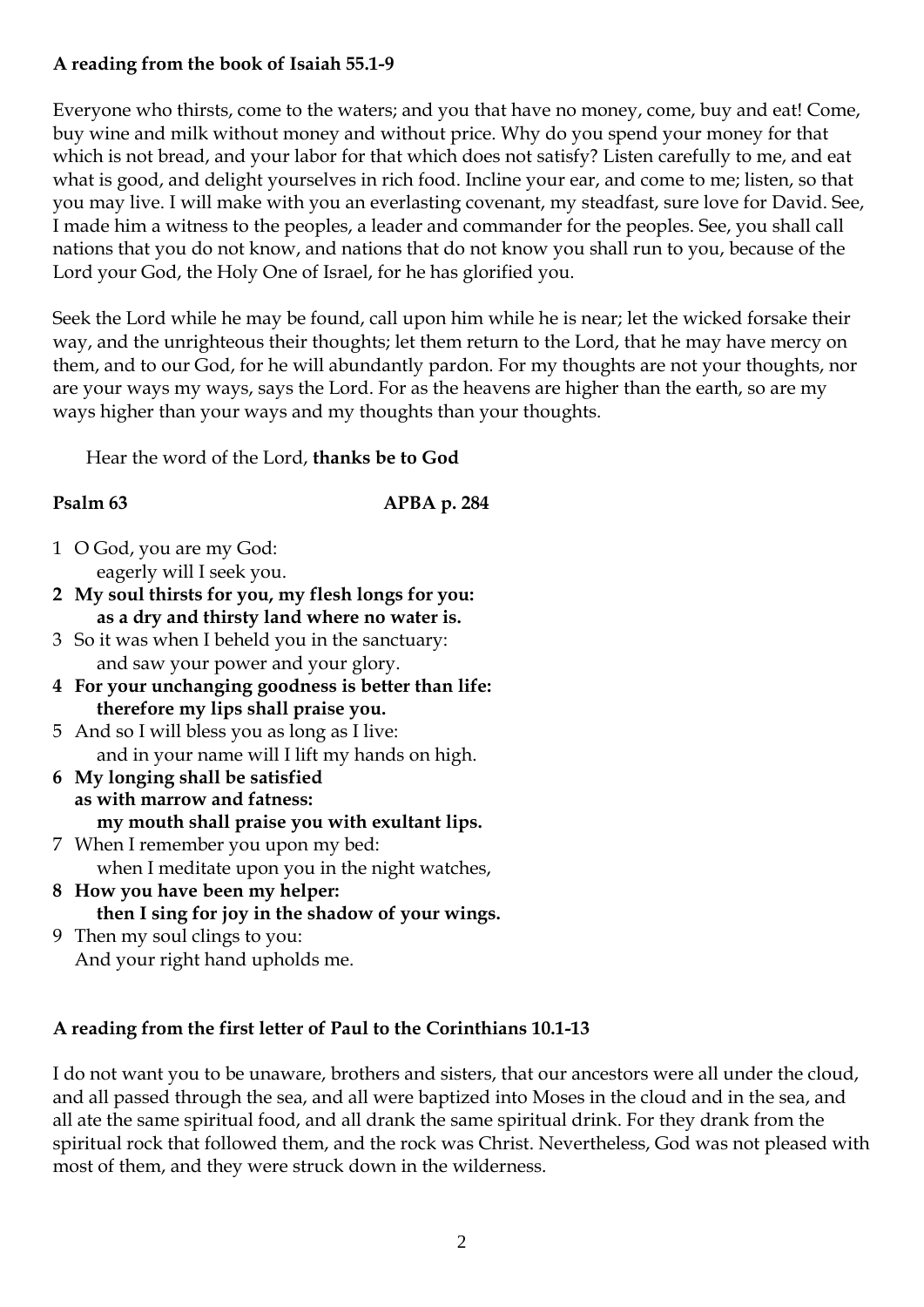**A reading from the book of Isaiah 55.1-9**

Everyone who thirsts, come to the waters; and you that have no money, come, buy and eat! Come, buy wine and milk without money and without price. Why do you spend your money for that which is not bread, and your labor for that which does not satisfy? Listen carefully to me, and eat what is good, and delight yourselves in rich food. Incline your ear, and come to me; listen, so that you may live. I will make with you an everlasting covenant, my steadfast, sure love for David. See, I made him a witness to the peoples, a leader and commander for the peoples. See, you shall call nations that you do not know, and nations that do not know you shall run to you, because of the Lord your God, the Holy One of Israel, for he has glorified you.

Seek the Lord while he may be found, call upon him while he is near; let the wicked forsake their way, and the unrighteous their thoughts; let them return to the Lord, that he may have mercy on them, and to our God, for he will abundantly pardon. For my thoughts are not your thoughts, nor are your ways my ways, says the Lord. For as the heavens are higher than the earth, so are my ways higher than your ways and my thoughts than your thoughts.

Hear the word of the Lord, **thanks be to God**

**Psalm 63** **APBA p. 284**

1 O God, you are my God:
eagerly will I seek you.

**2 My soul thirsts for you, my flesh longs for you:**
**as a dry and thirsty land where no water is.**

3 So it was when I beheld you in the sanctuary:
and saw your power and your glory.

**4 For your unchanging goodness is better than life:**
**therefore my lips shall praise you.**

5 And so I will bless you as long as I live:
and in your name will I lift my hands on high.

**6 My longing shall be satisfied**
**as with marrow and fatness:**
**my mouth shall praise you with exultant lips.**

7 When I remember you upon my bed:
when I meditate upon you in the night watches,

**8 How you have been my helper:**
**then I sing for joy in the shadow of your wings.**

9 Then my soul clings to you:
And your right hand upholds me.

**A reading from the first letter of Paul to the Corinthians 10.1-13**

I do not want you to be unaware, brothers and sisters, that our ancestors were all under the cloud, and all passed through the sea, and all were baptized into Moses in the cloud and in the sea, and all ate the same spiritual food, and all drank the same spiritual drink. For they drank from the spiritual rock that followed them, and the rock was Christ. Nevertheless, God was not pleased with most of them, and they were struck down in the wilderness.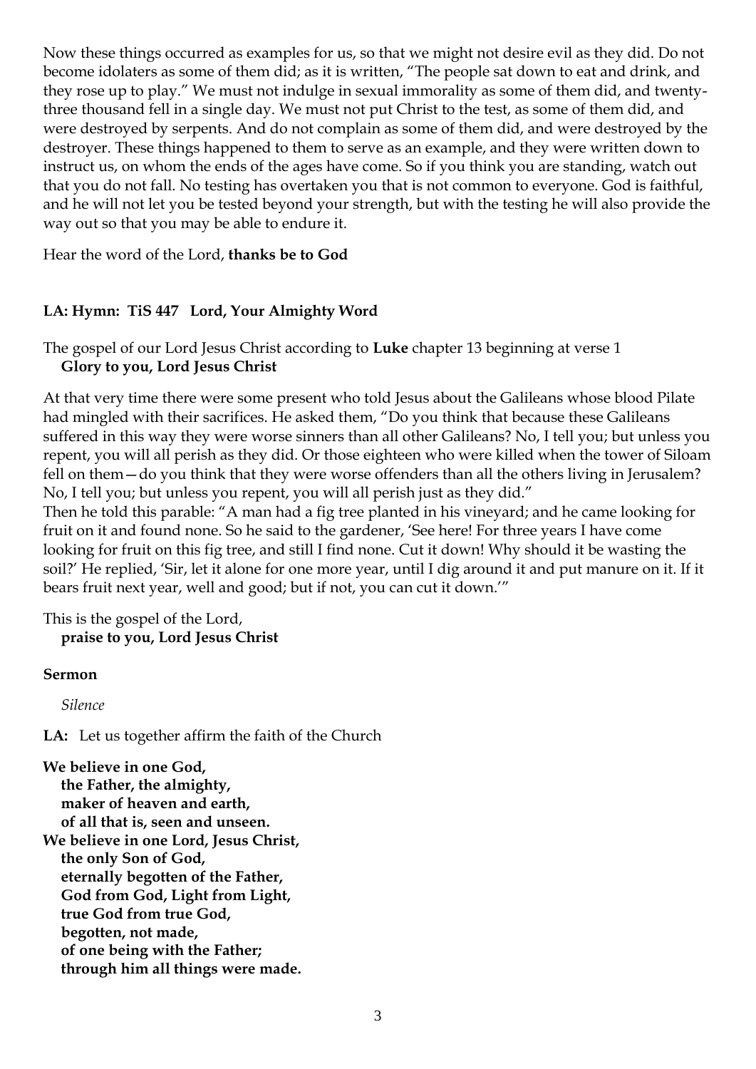Now these things occurred as examples for us, so that we might not desire evil as they did. Do not become idolaters as some of them did; as it is written, "The people sat down to eat and drink, and they rose up to play." We must not indulge in sexual immorality as some of them did, and twenty-three thousand fell in a single day. We must not put Christ to the test, as some of them did, and were destroyed by serpents. And do not complain as some of them did, and were destroyed by the destroyer. These things happened to them to serve as an example, and they were written down to instruct us, on whom the ends of the ages have come. So if you think you are standing, watch out that you do not fall. No testing has overtaken you that is not common to everyone. God is faithful, and he will not let you be tested beyond your strength, but with the testing he will also provide the way out so that you may be able to endure it.

Hear the word of the Lord, **thanks be to God**

**LA: Hymn: TiS 447 Lord, Your Almighty Word**

The gospel of our Lord Jesus Christ according to **Luke** chapter 13 beginning at verse 1
**Glory to you, Lord Jesus Christ**

At that very time there were some present who told Jesus about the Galileans whose blood Pilate had mingled with their sacrifices. He asked them, "Do you think that because these Galileans suffered in this way they were worse sinners than all other Galileans? No, I tell you; but unless you repent, you will all perish as they did. Or those eighteen who were killed when the tower of Siloam fell on them—do you think that they were worse offenders than all the others living in Jerusalem? No, I tell you; but unless you repent, you will all perish just as they did."
Then he told this parable: "A man had a fig tree planted in his vineyard; and he came looking for fruit on it and found none. So he said to the gardener, 'See here! For three years I have come looking for fruit on this fig tree, and still I find none. Cut it down! Why should it be wasting the soil?' He replied, 'Sir, let it alone for one more year, until I dig around it and put manure on it. If it bears fruit next year, well and good; but if not, you can cut it down.'"

This is the gospel of the Lord,
**praise to you, Lord Jesus Christ**

**Sermon**

*Silence*

**LA:** Let us together affirm the faith of the Church

**We believe in one God,**
**the Father, the almighty,**
**maker of heaven and earth,**
**of all that is, seen and unseen.**
**We believe in one Lord, Jesus Christ,**
**the only Son of God,**
**eternally begotten of the Father,**
**God from God, Light from Light,**
**true God from true God,**
**begotten, not made,**
**of one being with the Father;**
**through him all things were made.**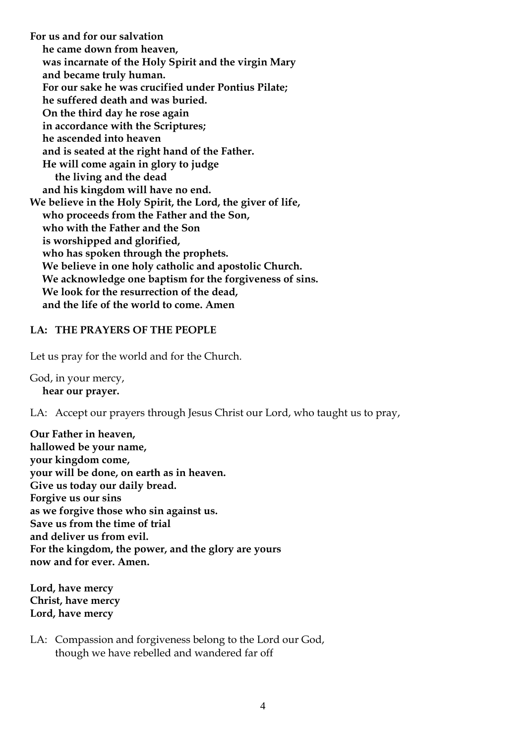**For us and for our salvation**
**he came down from heaven,**
**was incarnate of the Holy Spirit and the virgin Mary**
**and became truly human.**
**For our sake he was crucified under Pontius Pilate;**
**he suffered death and was buried.**
**On the third day he rose again**
**in accordance with the Scriptures;**
**he ascended into heaven**
**and is seated at the right hand of the Father.**
**He will come again in glory to judge**
**the living and the dead**
**and his kingdom will have no end.**
**We believe in the Holy Spirit, the Lord, the giver of life,**
**who proceeds from the Father and the Son,**
**who with the Father and the Son**
**is worshipped and glorified,**
**who has spoken through the prophets.**
**We believe in one holy catholic and apostolic Church.**
**We acknowledge one baptism for the forgiveness of sins.**
**We look for the resurrection of the dead,**
**and the life of the world to come. Amen**

### LA: THE PRAYERS OF THE PEOPLE

Let us pray for the world and for the Church.

God, in your mercy,
**hear our prayer.**

LA: Accept our prayers through Jesus Christ our Lord, who taught us to pray,

**Our Father in heaven,**
**hallowed be your name,**
**your kingdom come,**
**your will be done, on earth as in heaven.**
**Give us today our daily bread.**
**Forgive us our sins**
**as we forgive those who sin against us.**
**Save us from the time of trial**
**and deliver us from evil.**
**For the kingdom, the power, and the glory are yours**
**now and for ever. Amen.**

**Lord, have mercy**
**Christ, have mercy**
**Lord, have mercy**

LA: Compassion and forgiveness belong to the Lord our God,
though we have rebelled and wandered far off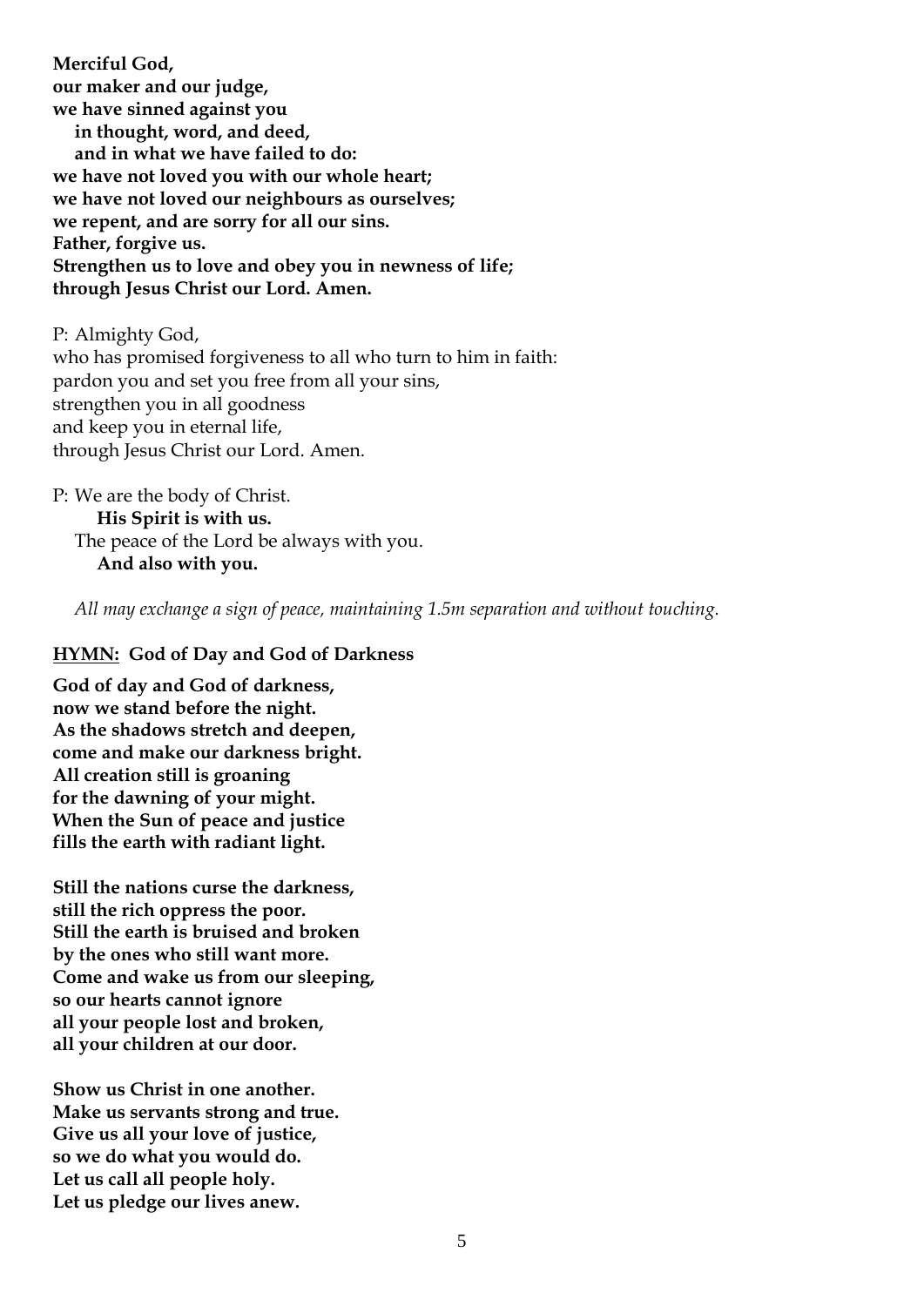**Merciful God,**
**our maker and our judge,**
**we have sinned against you**
**in thought, word, and deed,**
**and in what we have failed to do:**
**we have not loved you with our whole heart;**
**we have not loved our neighbours as ourselves;**
**we repent, and are sorry for all our sins.**
**Father, forgive us.**
**Strengthen us to love and obey you in newness of life;**
**through Jesus Christ our Lord. Amen.**

P: Almighty God,
who has promised forgiveness to all who turn to him in faith:
pardon you and set you free from all your sins,
strengthen you in all goodness
and keep you in eternal life,
through Jesus Christ our Lord. Amen.

P: We are the body of Christ.
**His Spirit is with us.**
The peace of the Lord be always with you.
**And also with you.**

*All may exchange a sign of peace, maintaining 1.5m separation and without touching.*

**HYMN: God of Day and God of Darkness**

**God of day and God of darkness,**
**now we stand before the night.**
**As the shadows stretch and deepen,**
**come and make our darkness bright.**
**All creation still is groaning**
**for the dawning of your might.**
**When the Sun of peace and justice**
**fills the earth with radiant light.**

**Still the nations curse the darkness,**
**still the rich oppress the poor.**
**Still the earth is bruised and broken**
**by the ones who still want more.**
**Come and wake us from our sleeping,**
**so our hearts cannot ignore**
**all your people lost and broken,**
**all your children at our door.**

**Show us Christ in one another.**
**Make us servants strong and true.**
**Give us all your love of justice,**
**so we do what you would do.**
**Let us call all people holy.**
**Let us pledge our lives anew.**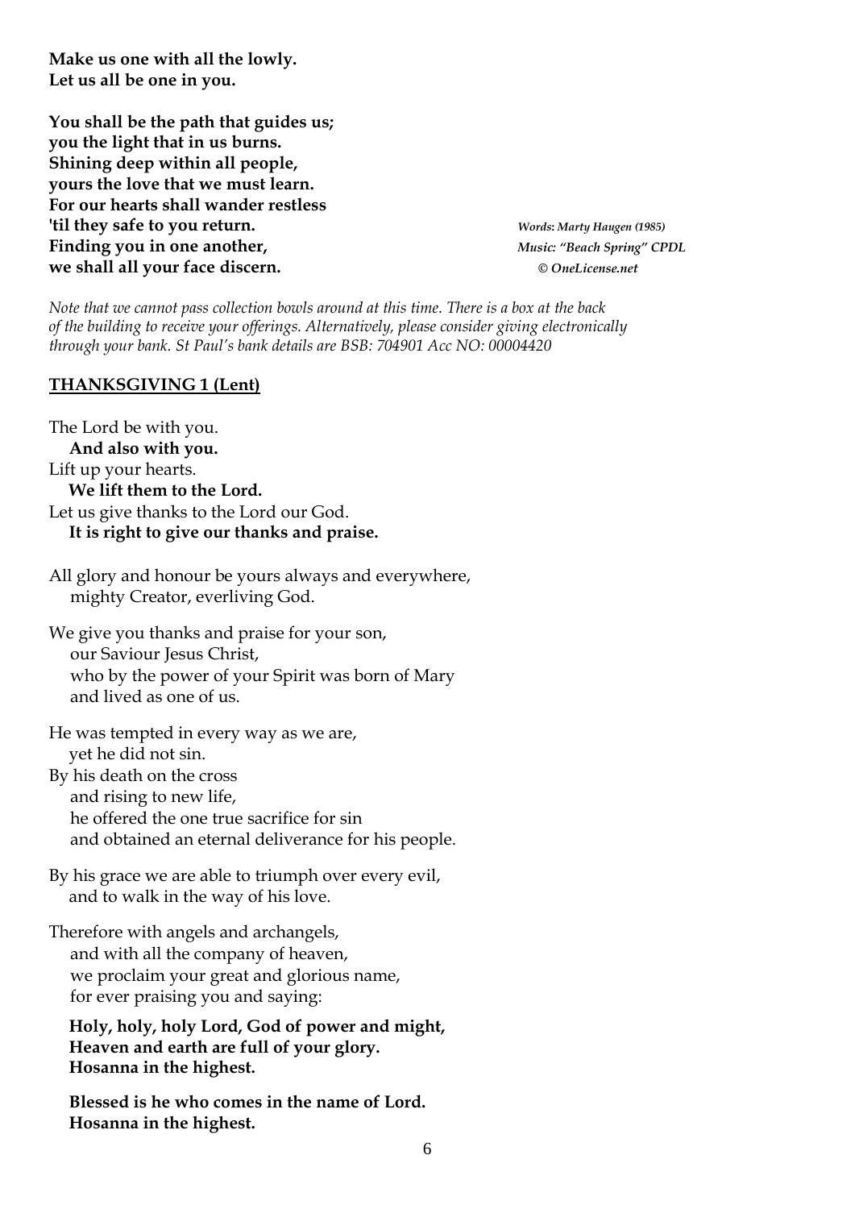**Make us one with all the lowly.**
**Let us all be one in you.**

**You shall be the path that guides us;**
**you the light that in us burns.**
**Shining deep within all people,**
**yours the love that we must learn.**
**For our hearts shall wander restless**
**'til they safe to you return.**
**Finding you in one another,**
**we shall all your face discern.**

*Words: Marty Haugen (1985)*
*Music: "Beach Spring" CPDL*
*© OneLicense.net*

*Note that we cannot pass collection bowls around at this time. There is a box at the back of the building to receive your offerings. Alternatively, please consider giving electronically through your bank. St Paul's bank details are BSB: 704901 Acc NO: 00004420*

**THANKSGIVING 1 (Lent)**

The Lord be with you.
**And also with you.**
Lift up your hearts.
**We lift them to the Lord.**
Let us give thanks to the Lord our God.
**It is right to give our thanks and praise.**

All glory and honour be yours always and everywhere,
mighty Creator, everliving God.

We give you thanks and praise for your son,
our Saviour Jesus Christ,
who by the power of your Spirit was born of Mary
and lived as one of us.

He was tempted in every way as we are,
yet he did not sin.
By his death on the cross
and rising to new life,
he offered the one true sacrifice for sin
and obtained an eternal deliverance for his people.

By his grace we are able to triumph over every evil,
and to walk in the way of his love.

Therefore with angels and archangels,
and with all the company of heaven,
we proclaim your great and glorious name,
for ever praising you and saying:

**Holy, holy, holy Lord, God of power and might,**
**Heaven and earth are full of your glory.**
**Hosanna in the highest.**

**Blessed is he who comes in the name of Lord.**
**Hosanna in the highest.**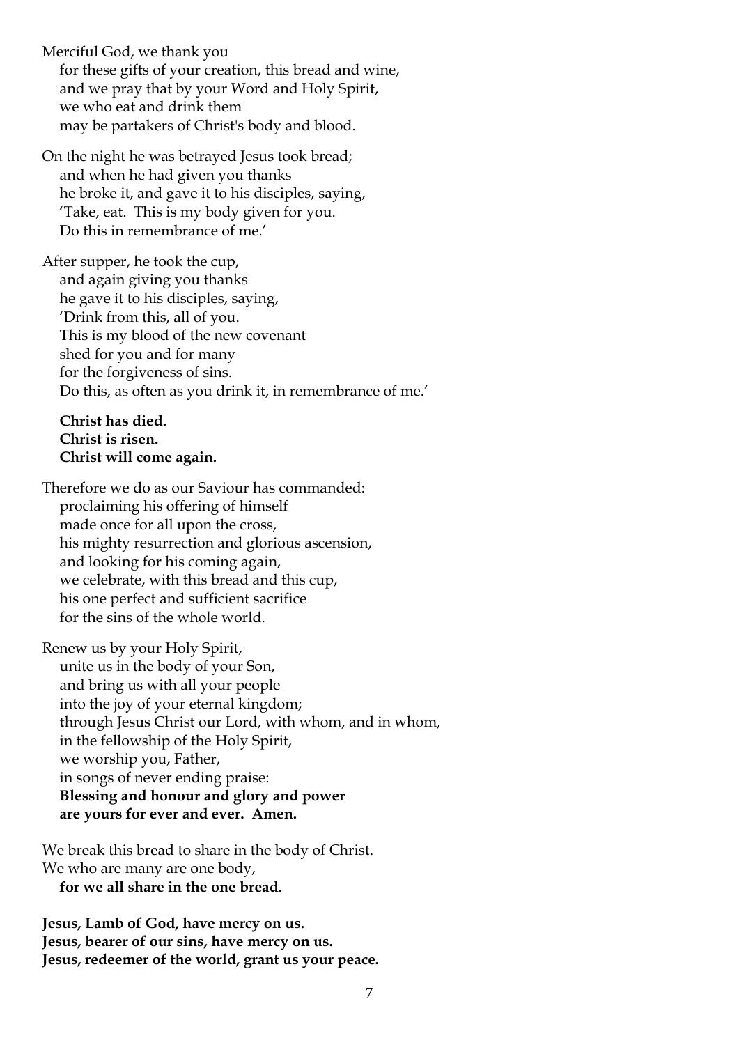Merciful God, we thank you  
for these gifts of your creation, this bread and wine,  
and we pray that by your Word and Holy Spirit,  
we who eat and drink them  
may be partakers of Christ's body and blood.

On the night he was betrayed Jesus took bread;  
and when he had given you thanks  
he broke it, and gave it to his disciples, saying,  
'Take, eat. This is my body given for you.  
Do this in remembrance of me.'

After supper, he took the cup,  
and again giving you thanks  
he gave it to his disciples, saying,  
'Drink from this, all of you.  
This is my blood of the new covenant  
shed for you and for many  
for the forgiveness of sins.  
Do this, as often as you drink it, in remembrance of me.'

**Christ has died.**  
**Christ is risen.**  
**Christ will come again.**

Therefore we do as our Saviour has commanded:  
proclaiming his offering of himself  
made once for all upon the cross,  
his mighty resurrection and glorious ascension,  
and looking for his coming again,  
we celebrate, with this bread and this cup,  
his one perfect and sufficient sacrifice  
for the sins of the whole world.

Renew us by your Holy Spirit,  
unite us in the body of your Son,  
and bring us with all your people  
into the joy of your eternal kingdom;  
through Jesus Christ our Lord, with whom, and in whom,  
in the fellowship of the Holy Spirit,  
we worship you, Father,  
in songs of never ending praise:  
**Blessing and honour and glory and power**  
**are yours for ever and ever. Amen.**

We break this bread to share in the body of Christ.  
We who are many are one body,  
**for we all share in the one bread.**

**Jesus, Lamb of God, have mercy on us.**  
**Jesus, bearer of our sins, have mercy on us.**  
**Jesus, redeemer of the world, grant us your peace.**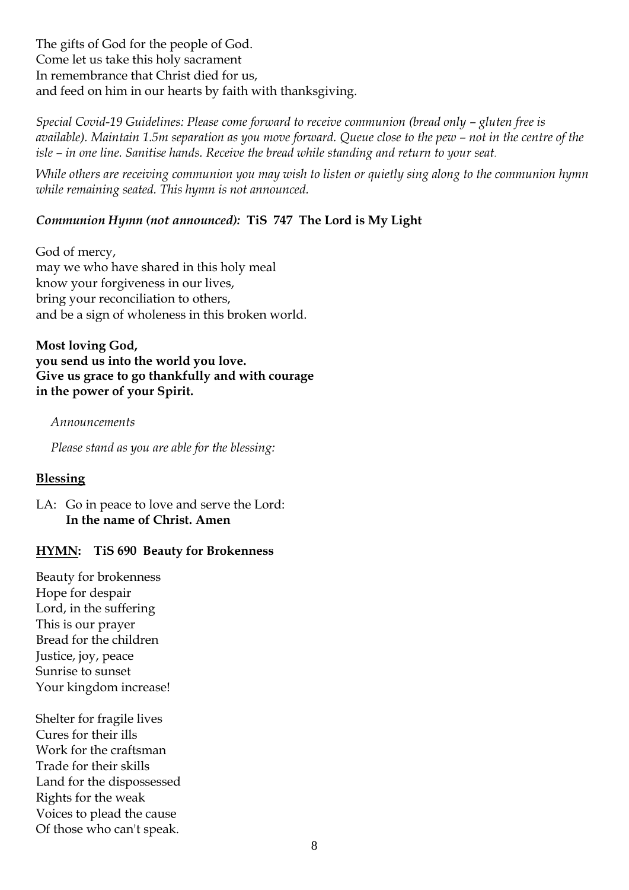The gifts of God for the people of God.
Come let us take this holy sacrament
In remembrance that Christ died for us,
and feed on him in our hearts by faith with thanksgiving.

*Special Covid-19 Guidelines: Please come forward to receive communion (bread only – gluten free is available). Maintain 1.5m separation as you move forward. Queue close to the pew – not in the centre of the isle – in one line. Sanitise hands. Receive the bread while standing and return to your seat.*

*While others are receiving communion you may wish to listen or quietly sing along to the communion hymn while remaining seated. This hymn is not announced.*

***Communion Hymn (not announced):*** **TiS 747 The Lord is My Light**

God of mercy,
may we who have shared in this holy meal
know your forgiveness in our lives,
bring your reconciliation to others,
and be a sign of wholeness in this broken world.

**Most loving God,**
**you send us into the world you love.**
**Give us grace to go thankfully and with courage**
**in the power of your Spirit.**

*Announcements*

*Please stand as you are able for the blessing:*

**Blessing**

LA: Go in peace to love and serve the Lord:
**In the name of Christ. Amen**

**HYMN: TiS 690 Beauty for Brokenness**

Beauty for brokenness
Hope for despair
Lord, in the suffering
This is our prayer
Bread for the children
Justice, joy, peace
Sunrise to sunset
Your kingdom increase!

Shelter for fragile lives
Cures for their ills
Work for the craftsman
Trade for their skills
Land for the dispossessed
Rights for the weak
Voices to plead the cause
Of those who can't speak.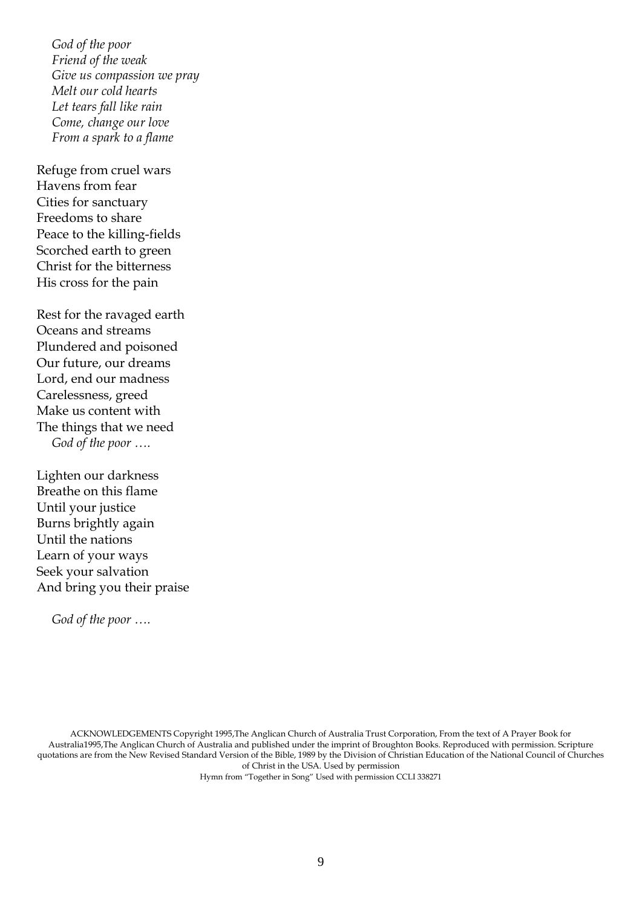*God of the poor*  
*Friend of the weak*  
*Give us compassion we pray*  
*Melt our cold hearts*  
*Let tears fall like rain*  
*Come, change our love*  
*From a spark to a flame*

Refuge from cruel wars  
Havens from fear  
Cities for sanctuary  
Freedoms to share  
Peace to the killing-fields  
Scorched earth to green  
Christ for the bitterness  
His cross for the pain

Rest for the ravaged earth  
Oceans and streams  
Plundered and poisoned  
Our future, our dreams  
Lord, end our madness  
Carelessness, greed  
Make us content with  
The things that we need  
*God of the poor ….*

Lighten our darkness  
Breathe on this flame  
Until your justice  
Burns brightly again  
Until the nations  
Learn of your ways  
Seek your salvation  
And bring you their praise

*God of the poor ….*

ACKNOWLEDGEMENTS Copyright 1995,The Anglican Church of Australia Trust Corporation, From the text of A Prayer Book for Australia1995,The Anglican Church of Australia and published under the imprint of Broughton Books. Reproduced with permission. Scripture quotations are from the New Revised Standard Version of the Bible, 1989 by the Division of Christian Education of the National Council of Churches of Christ in the USA. Used by permission  
Hymn from "Together in Song" Used with permission CCLI 338271